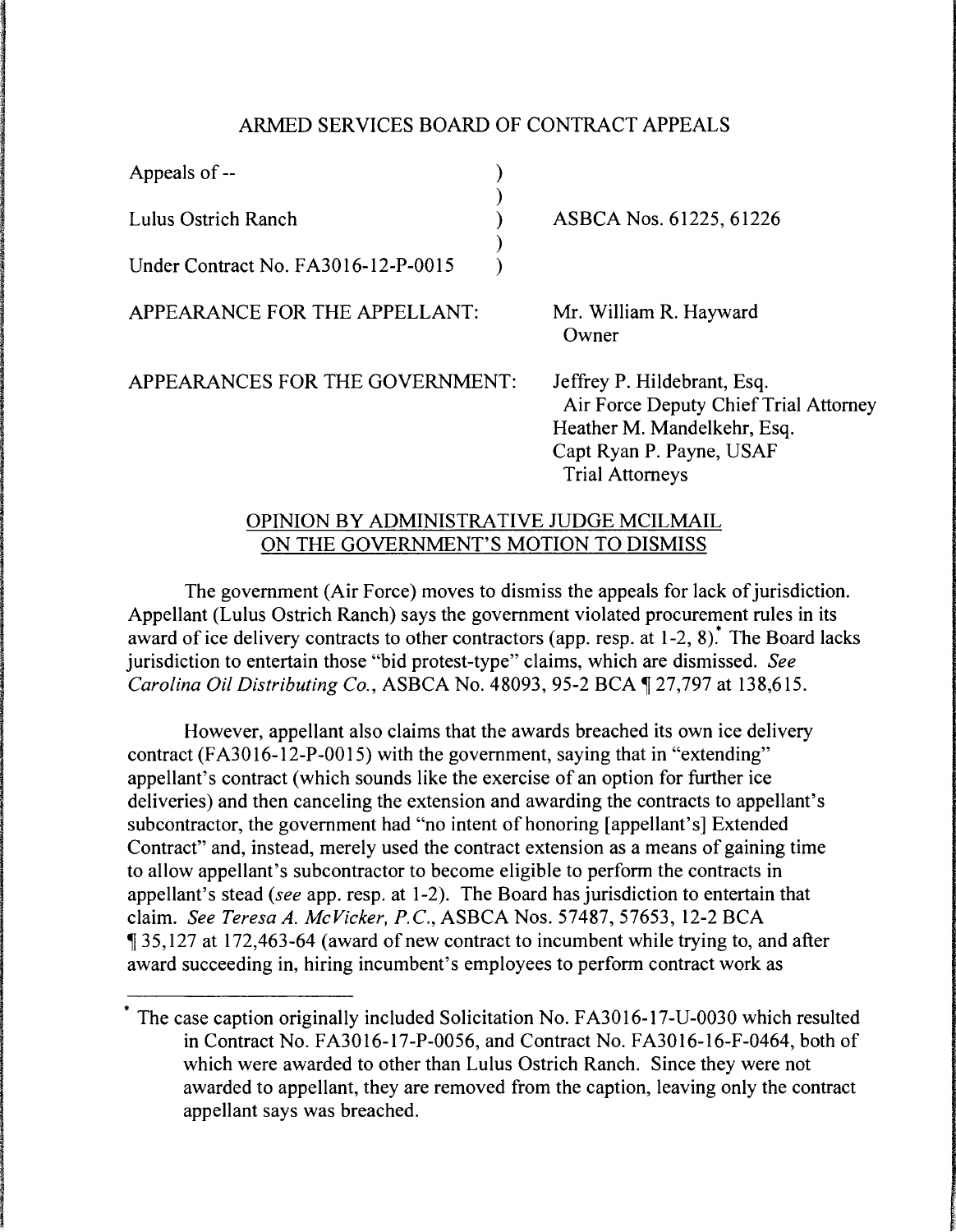# ARMED SERVICES BOARD OF CONTRACT APPEALS

| | | |
|---|---|---|
| Appeals of -- | ) | |
| | ) | |
| Lulus Ostrich Ranch | ) | ASBCA Nos. 61225, 61226 |
| | ) | |
| Under Contract No. FA3016-12-P-0015 | ) | |

APPEARANCE FOR THE APPELLANT: Mr. William R. Hayward
Owner

APPEARANCES FOR THE GOVERNMENT: Jeffrey P. Hildebrant, Esq.
Air Force Deputy Chief Trial Attorney
Heather M. Mandelkehr, Esq.
Capt Ryan P. Payne, USAF
Trial Attorneys

## OPINION BY ADMINISTRATIVE JUDGE MCILMAIL ON THE GOVERNMENT'S MOTION TO DISMISS

The government (Air Force) moves to dismiss the appeals for lack of jurisdiction. Appellant (Lulus Ostrich Ranch) says the government violated procurement rules in its award of ice delivery contracts to other contractors (app. resp. at 1-2, 8).* The Board lacks jurisdiction to entertain those "bid protest-type" claims, which are dismissed. *See Carolina Oil Distributing Co.*, ASBCA No. 48093, 95-2 BCA ¶ 27,797 at 138,615.

However, appellant also claims that the awards breached its own ice delivery contract (FA3016-12-P-0015) with the government, saying that in "extending" appellant's contract (which sounds like the exercise of an option for further ice deliveries) and then canceling the extension and awarding the contracts to appellant's subcontractor, the government had "no intent of honoring [appellant's] Extended Contract" and, instead, merely used the contract extension as a means of gaining time to allow appellant's subcontractor to become eligible to perform the contracts in appellant's stead (*see* app. resp. at 1-2). The Board has jurisdiction to entertain that claim. *See Teresa A. McVicker, P.C.*, ASBCA Nos. 57487, 57653, 12-2 BCA ¶ 35,127 at 172,463-64 (award of new contract to incumbent while trying to, and after award succeeding in, hiring incumbent's employees to perform contract work as

---

* The case caption originally included Solicitation No. FA3016-17-U-0030 which resulted in Contract No. FA3016-17-P-0056, and Contract No. FA3016-16-F-0464, both of which were awarded to other than Lulus Ostrich Ranch. Since they were not awarded to appellant, they are removed from the caption, leaving only the contract appellant says was breached.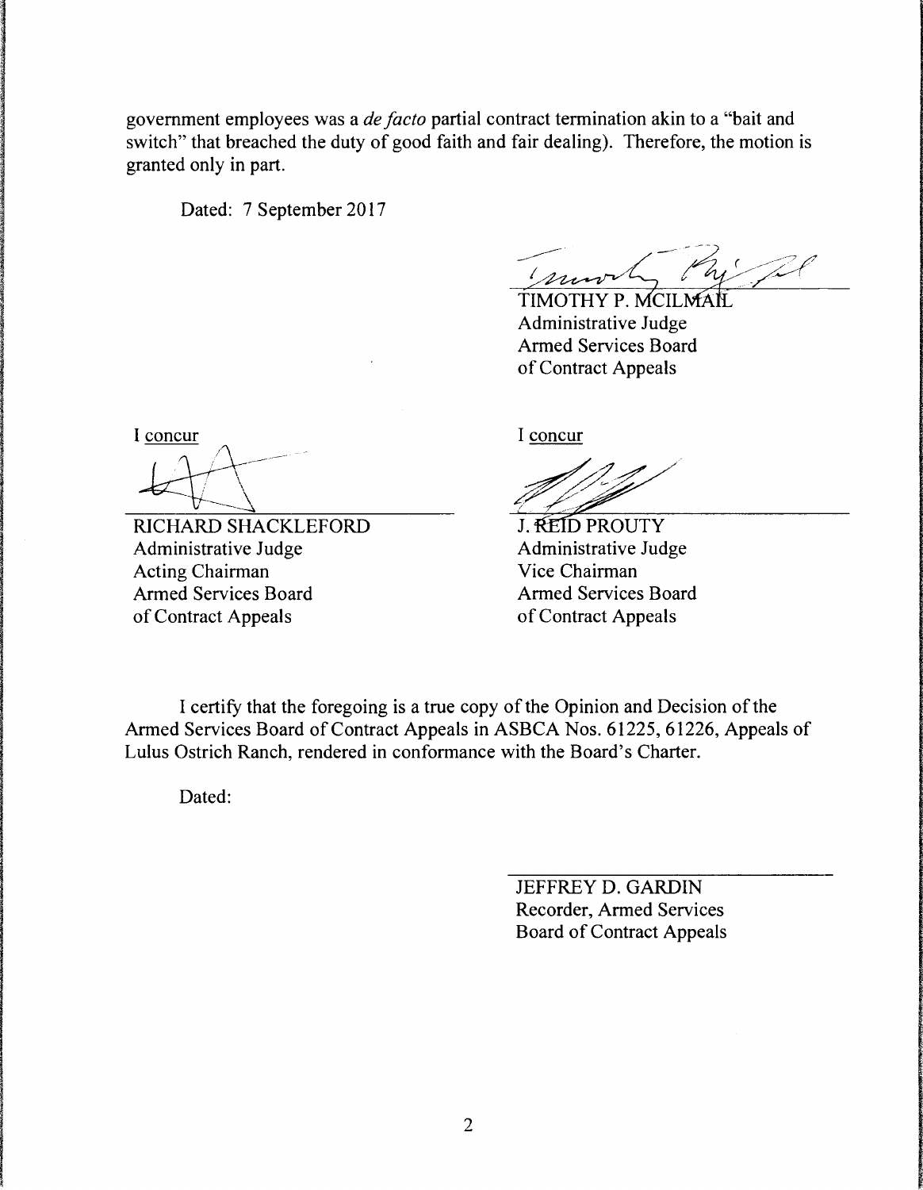government employees was a *de facto* partial contract termination akin to a "bait and switch" that breached the duty of good faith and fair dealing). Therefore, the motion is granted only in part.

Dated: 7 September 2017

TIMOTHY P. MCILMAIL
Administrative Judge
Armed Services Board
of Contract Appeals

I concur

RICHARD SHACKLEFORD
Administrative Judge
Acting Chairman
Armed Services Board
of Contract Appeals

I concur

J. REID PROUTY
Administrative Judge
Vice Chairman
Armed Services Board
of Contract Appeals

I certify that the foregoing is a true copy of the Opinion and Decision of the Armed Services Board of Contract Appeals in ASBCA Nos. 61225, 61226, Appeals of Lulus Ostrich Ranch, rendered in conformance with the Board's Charter.

Dated:

JEFFREY D. GARDIN
Recorder, Armed Services
Board of Contract Appeals